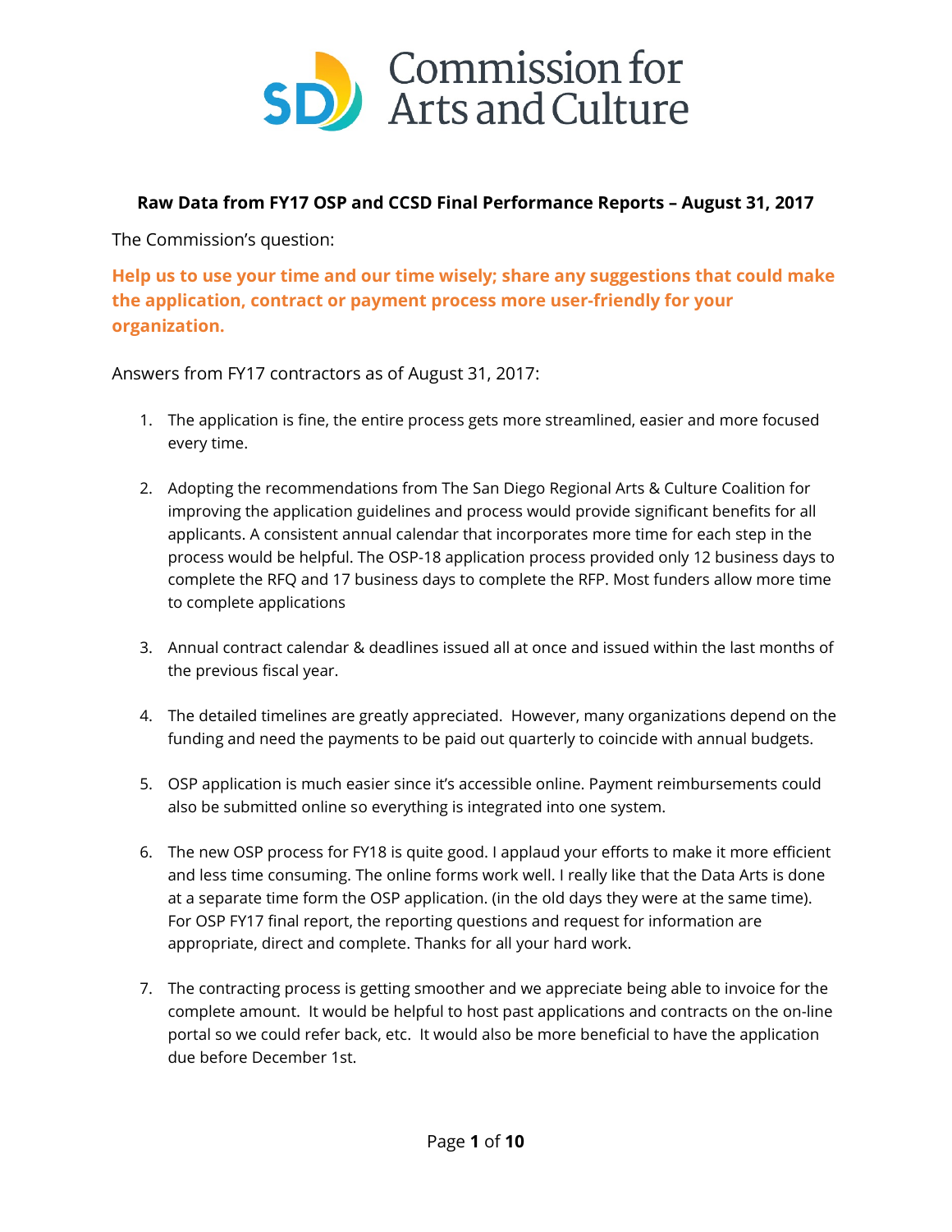# Commission for Arts and Culture

**Raw Data from FY17 OSP and CCSD Final Performance Reports – August 31, 2017**

The Commission's question:

**Help us to use your time and our time wisely; share any suggestions that could make the application, contract or payment process more user-friendly for your organization.**

Answers from FY17 contractors as of August 31, 2017:

1. The application is fine, the entire process gets more streamlined, easier and more focused every time.

2. Adopting the recommendations from The San Diego Regional Arts & Culture Coalition for improving the application guidelines and process would provide significant benefits for all applicants. A consistent annual calendar that incorporates more time for each step in the process would be helpful. The OSP-18 application process provided only 12 business days to complete the RFQ and 17 business days to complete the RFP. Most funders allow more time to complete applications

3. Annual contract calendar & deadlines issued all at once and issued within the last months of the previous fiscal year.

4. The detailed timelines are greatly appreciated. However, many organizations depend on the funding and need the payments to be paid out quarterly to coincide with annual budgets.

5. OSP application is much easier since it's accessible online. Payment reimbursements could also be submitted online so everything is integrated into one system.

6. The new OSP process for FY18 is quite good. I applaud your efforts to make it more efficient and less time consuming. The online forms work well. I really like that the Data Arts is done at a separate time form the OSP application. (in the old days they were at the same time). For OSP FY17 final report, the reporting questions and request for information are appropriate, direct and complete. Thanks for all your hard work.

7. The contracting process is getting smoother and we appreciate being able to invoice for the complete amount. It would be helpful to host past applications and contracts on the on-line portal so we could refer back, etc. It would also be more beneficial to have the application due before December 1st.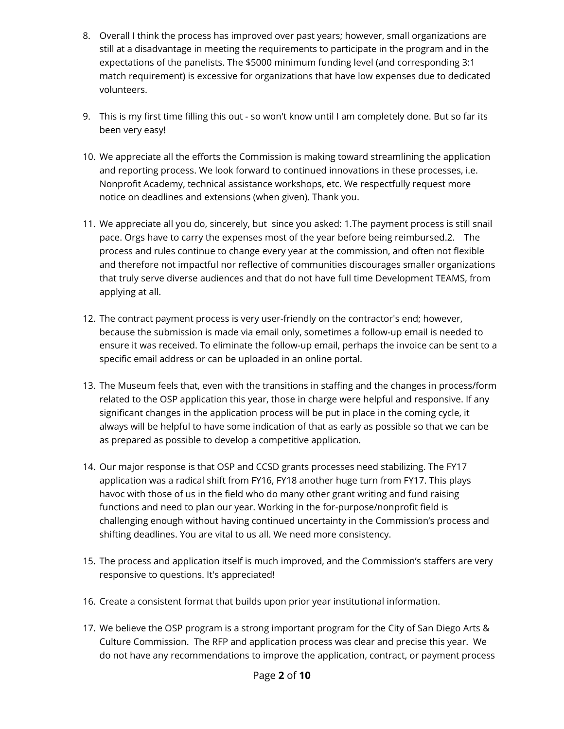8. Overall I think the process has improved over past years; however, small organizations are still at a disadvantage in meeting the requirements to participate in the program and in the expectations of the panelists. The $5000 minimum funding level (and corresponding 3:1 match requirement) is excessive for organizations that have low expenses due to dedicated volunteers.

9. This is my first time filling this out - so won't know until I am completely done. But so far its been very easy!

10. We appreciate all the efforts the Commission is making toward streamlining the application and reporting process. We look forward to continued innovations in these processes, i.e. Nonprofit Academy, technical assistance workshops, etc. We respectfully request more notice on deadlines and extensions (when given). Thank you.

11. We appreciate all you do, sincerely, but since you asked: 1.The payment process is still snail pace. Orgs have to carry the expenses most of the year before being reimbursed.2. The process and rules continue to change every year at the commission, and often not flexible and therefore not impactful nor reflective of communities discourages smaller organizations that truly serve diverse audiences and that do not have full time Development TEAMS, from applying at all.

12. The contract payment process is very user-friendly on the contractor's end; however, because the submission is made via email only, sometimes a follow-up email is needed to ensure it was received. To eliminate the follow-up email, perhaps the invoice can be sent to a specific email address or can be uploaded in an online portal.

13. The Museum feels that, even with the transitions in staffing and the changes in process/form related to the OSP application this year, those in charge were helpful and responsive. If any significant changes in the application process will be put in place in the coming cycle, it always will be helpful to have some indication of that as early as possible so that we can be as prepared as possible to develop a competitive application.

14. Our major response is that OSP and CCSD grants processes need stabilizing. The FY17 application was a radical shift from FY16, FY18 another huge turn from FY17. This plays havoc with those of us in the field who do many other grant writing and fund raising functions and need to plan our year. Working in the for-purpose/nonprofit field is challenging enough without having continued uncertainty in the Commission's process and shifting deadlines. You are vital to us all. We need more consistency.

15. The process and application itself is much improved, and the Commission's staffers are very responsive to questions. It's appreciated!

16. Create a consistent format that builds upon prior year institutional information.

17. We believe the OSP program is a strong important program for the City of San Diego Arts & Culture Commission. The RFP and application process was clear and precise this year. We do not have any recommendations to improve the application, contract, or payment process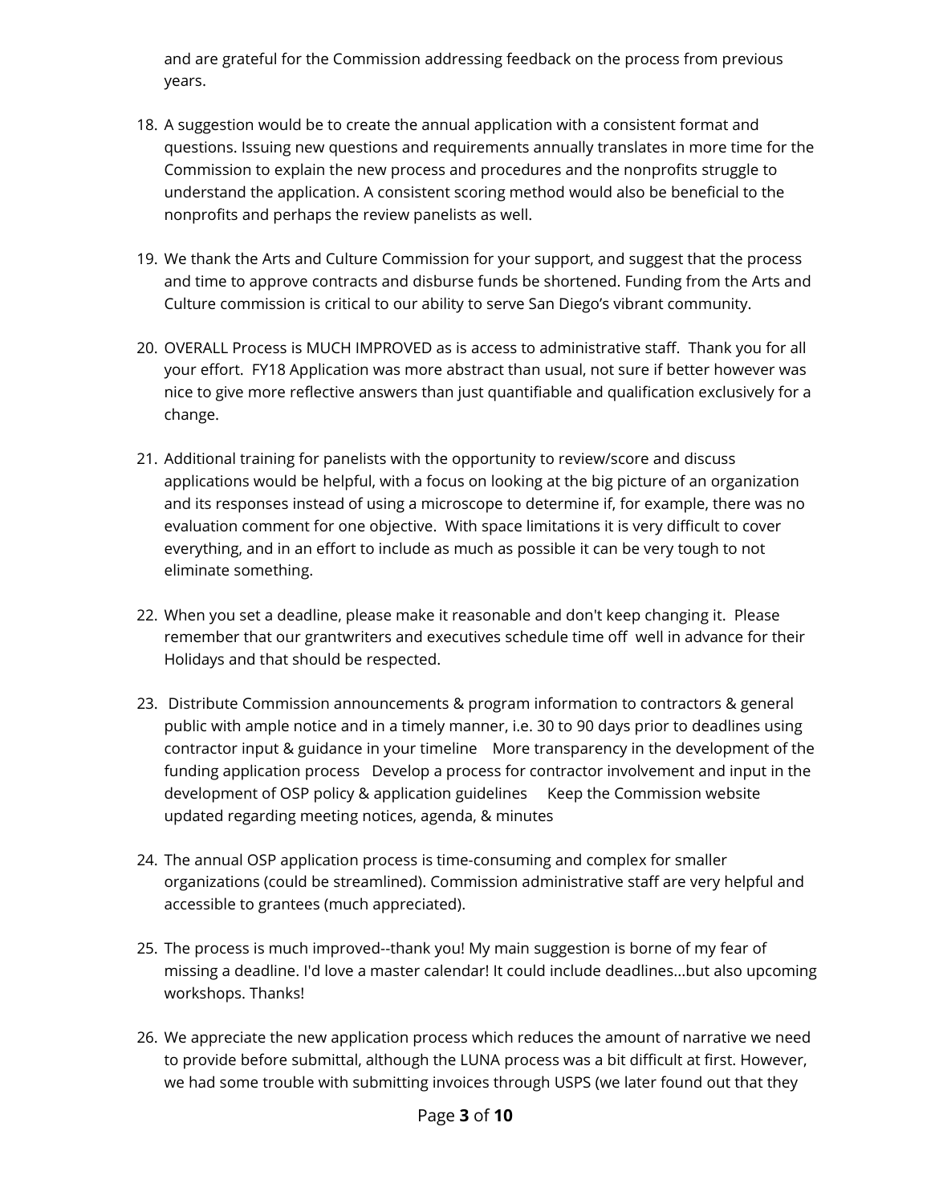and are grateful for the Commission addressing feedback on the process from previous years.

18. A suggestion would be to create the annual application with a consistent format and questions. Issuing new questions and requirements annually translates in more time for the Commission to explain the new process and procedures and the nonprofits struggle to understand the application. A consistent scoring method would also be beneficial to the nonprofits and perhaps the review panelists as well.

19. We thank the Arts and Culture Commission for your support, and suggest that the process and time to approve contracts and disburse funds be shortened. Funding from the Arts and Culture commission is critical to our ability to serve San Diego's vibrant community.

20. OVERALL Process is MUCH IMPROVED as is access to administrative staff. Thank you for all your effort. FY18 Application was more abstract than usual, not sure if better however was nice to give more reflective answers than just quantifiable and qualification exclusively for a change.

21. Additional training for panelists with the opportunity to review/score and discuss applications would be helpful, with a focus on looking at the big picture of an organization and its responses instead of using a microscope to determine if, for example, there was no evaluation comment for one objective. With space limitations it is very difficult to cover everything, and in an effort to include as much as possible it can be very tough to not eliminate something.

22. When you set a deadline, please make it reasonable and don't keep changing it. Please remember that our grantwriters and executives schedule time off well in advance for their Holidays and that should be respected.

23. Distribute Commission announcements & program information to contractors & general public with ample notice and in a timely manner, i.e. 30 to 90 days prior to deadlines using contractor input & guidance in your timeline More transparency in the development of the funding application process Develop a process for contractor involvement and input in the development of OSP policy & application guidelines Keep the Commission website updated regarding meeting notices, agenda, & minutes

24. The annual OSP application process is time-consuming and complex for smaller organizations (could be streamlined). Commission administrative staff are very helpful and accessible to grantees (much appreciated).

25. The process is much improved--thank you! My main suggestion is borne of my fear of missing a deadline. I'd love a master calendar! It could include deadlines...but also upcoming workshops. Thanks!

26. We appreciate the new application process which reduces the amount of narrative we need to provide before submittal, although the LUNA process was a bit difficult at first. However, we had some trouble with submitting invoices through USPS (we later found out that they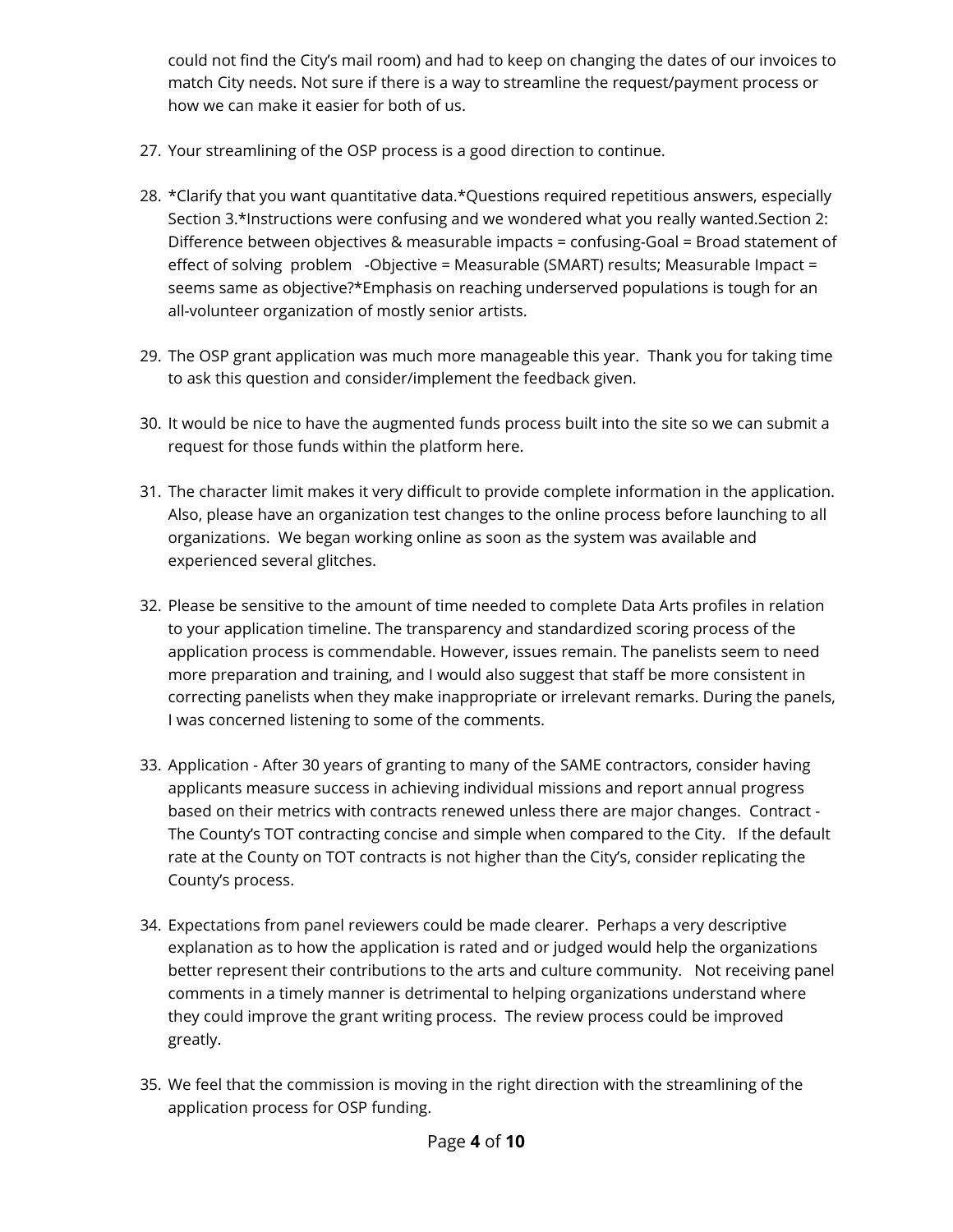could not find the City's mail room) and had to keep on changing the dates of our invoices to match City needs. Not sure if there is a way to streamline the request/payment process or how we can make it easier for both of us.

27. Your streamlining of the OSP process is a good direction to continue.

28. *Clarify that you want quantitative data.*Questions required repetitious answers, especially Section 3.*Instructions were confusing and we wondered what you really wanted.Section 2: Difference between objectives & measurable impacts = confusing-Goal = Broad statement of effect of solving problem -Objective = Measurable (SMART) results; Measurable Impact = seems same as objective?*Emphasis on reaching underserved populations is tough for an all-volunteer organization of mostly senior artists.

29. The OSP grant application was much more manageable this year. Thank you for taking time to ask this question and consider/implement the feedback given.

30. It would be nice to have the augmented funds process built into the site so we can submit a request for those funds within the platform here.

31. The character limit makes it very difficult to provide complete information in the application. Also, please have an organization test changes to the online process before launching to all organizations. We began working online as soon as the system was available and experienced several glitches.

32. Please be sensitive to the amount of time needed to complete Data Arts profiles in relation to your application timeline. The transparency and standardized scoring process of the application process is commendable. However, issues remain. The panelists seem to need more preparation and training, and I would also suggest that staff be more consistent in correcting panelists when they make inappropriate or irrelevant remarks. During the panels, I was concerned listening to some of the comments.

33. Application - After 30 years of granting to many of the SAME contractors, consider having applicants measure success in achieving individual missions and report annual progress based on their metrics with contracts renewed unless there are major changes. Contract - The County's TOT contracting concise and simple when compared to the City. If the default rate at the County on TOT contracts is not higher than the City's, consider replicating the County's process.

34. Expectations from panel reviewers could be made clearer. Perhaps a very descriptive explanation as to how the application is rated and or judged would help the organizations better represent their contributions to the arts and culture community. Not receiving panel comments in a timely manner is detrimental to helping organizations understand where they could improve the grant writing process. The review process could be improved greatly.

35. We feel that the commission is moving in the right direction with the streamlining of the application process for OSP funding.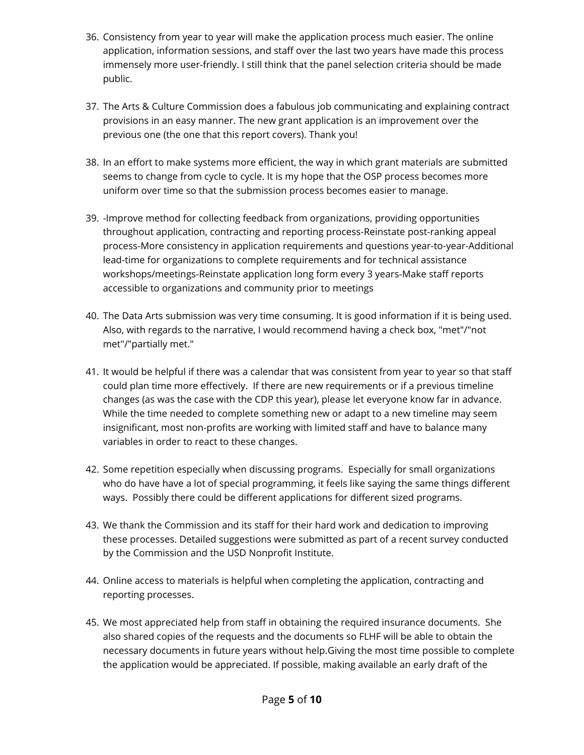36. Consistency from year to year will make the application process much easier. The online application, information sessions, and staff over the last two years have made this process immensely more user-friendly. I still think that the panel selection criteria should be made public.

37. The Arts & Culture Commission does a fabulous job communicating and explaining contract provisions in an easy manner. The new grant application is an improvement over the previous one (the one that this report covers). Thank you!

38. In an effort to make systems more efficient, the way in which grant materials are submitted seems to change from cycle to cycle. It is my hope that the OSP process becomes more uniform over time so that the submission process becomes easier to manage.

39. -Improve method for collecting feedback from organizations, providing opportunities throughout application, contracting and reporting process-Reinstate post-ranking appeal process-More consistency in application requirements and questions year-to-year-Additional lead-time for organizations to complete requirements and for technical assistance workshops/meetings-Reinstate application long form every 3 years-Make staff reports accessible to organizations and community prior to meetings

40. The Data Arts submission was very time consuming. It is good information if it is being used. Also, with regards to the narrative, I would recommend having a check box, "met"/"not met"/"partially met."

41. It would be helpful if there was a calendar that was consistent from year to year so that staff could plan time more effectively. If there are new requirements or if a previous timeline changes (as was the case with the CDP this year), please let everyone know far in advance. While the time needed to complete something new or adapt to a new timeline may seem insignificant, most non-profits are working with limited staff and have to balance many variables in order to react to these changes.

42. Some repetition especially when discussing programs. Especially for small organizations who do have have a lot of special programming, it feels like saying the same things different ways. Possibly there could be different applications for different sized programs.

43. We thank the Commission and its staff for their hard work and dedication to improving these processes. Detailed suggestions were submitted as part of a recent survey conducted by the Commission and the USD Nonprofit Institute.

44. Online access to materials is helpful when completing the application, contracting and reporting processes.

45. We most appreciated help from staff in obtaining the required insurance documents. She also shared copies of the requests and the documents so FLHF will be able to obtain the necessary documents in future years without help.Giving the most time possible to complete the application would be appreciated. If possible, making available an early draft of the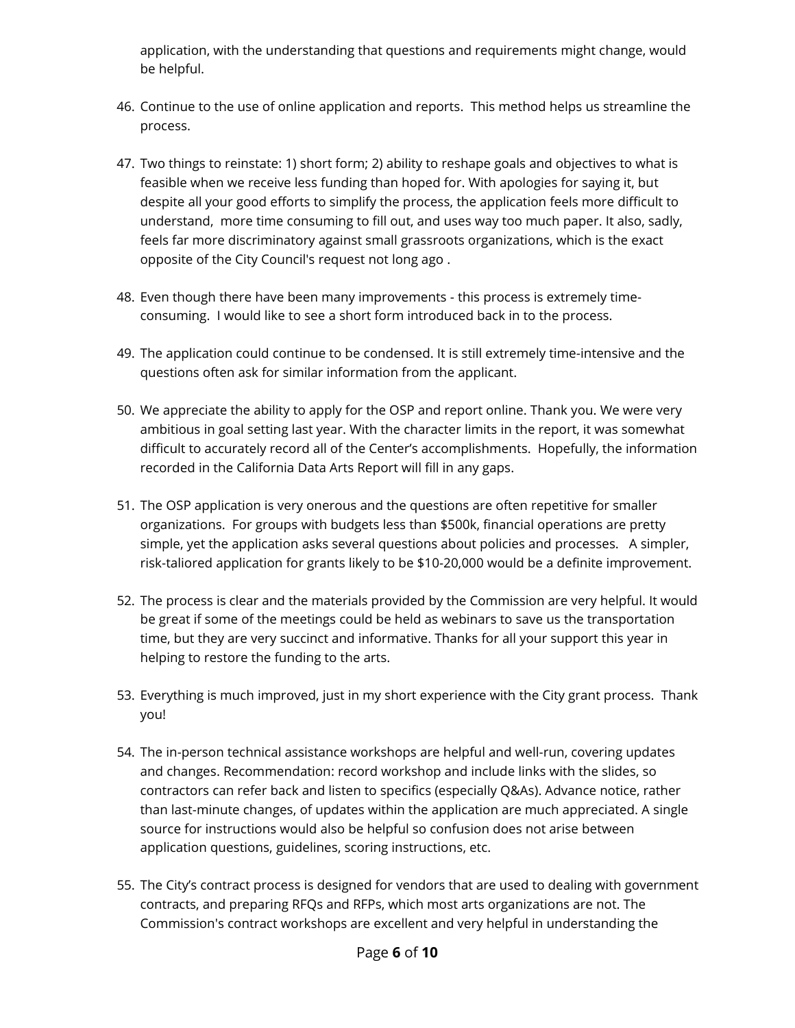application, with the understanding that questions and requirements might change, would be helpful.

46. Continue to the use of online application and reports.  This method helps us streamline the process.

47. Two things to reinstate: 1) short form; 2) ability to reshape goals and objectives to what is feasible when we receive less funding than hoped for. With apologies for saying it, but despite all your good efforts to simplify the process, the application feels more difficult to understand,  more time consuming to fill out, and uses way too much paper. It also, sadly, feels far more discriminatory against small grassroots organizations, which is the exact opposite of the City Council's request not long ago .

48. Even though there have been many improvements - this process is extremely time-consuming.  I would like to see a short form introduced back in to the process.

49. The application could continue to be condensed. It is still extremely time-intensive and the questions often ask for similar information from the applicant.

50. We appreciate the ability to apply for the OSP and report online. Thank you. We were very ambitious in goal setting last year. With the character limits in the report, it was somewhat difficult to accurately record all of the Center's accomplishments.  Hopefully, the information recorded in the California Data Arts Report will fill in any gaps.

51. The OSP application is very onerous and the questions are often repetitive for smaller organizations.  For groups with budgets less than $500k, financial operations are pretty simple, yet the application asks several questions about policies and processes.   A simpler, risk-taliored application for grants likely to be $10-20,000 would be a definite improvement.

52. The process is clear and the materials provided by the Commission are very helpful. It would be great if some of the meetings could be held as webinars to save us the transportation time, but they are very succinct and informative. Thanks for all your support this year in helping to restore the funding to the arts.

53. Everything is much improved, just in my short experience with the City grant process.  Thank you!

54. The in-person technical assistance workshops are helpful and well-run, covering updates and changes. Recommendation: record workshop and include links with the slides, so contractors can refer back and listen to specifics (especially Q&As). Advance notice, rather than last-minute changes, of updates within the application are much appreciated. A single source for instructions would also be helpful so confusion does not arise between application questions, guidelines, scoring instructions, etc.

55. The City's contract process is designed for vendors that are used to dealing with government contracts, and preparing RFQs and RFPs, which most arts organizations are not. The Commission's contract workshops are excellent and very helpful in understanding the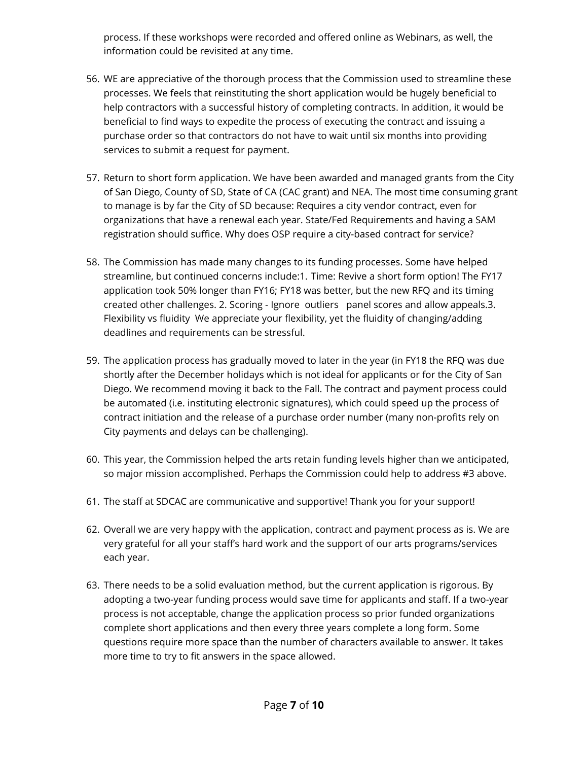process. If these workshops were recorded and offered online as Webinars, as well, the information could be revisited at any time.

56. WE are appreciative of the thorough process that the Commission used to streamline these processes. We feels that reinstituting the short application would be hugely beneficial to help contractors with a successful history of completing contracts. In addition, it would be beneficial to find ways to expedite the process of executing the contract and issuing a purchase order so that contractors do not have to wait until six months into providing services to submit a request for payment.

57. Return to short form application. We have been awarded and managed grants from the City of San Diego, County of SD, State of CA (CAC grant) and NEA. The most time consuming grant to manage is by far the City of SD because: Requires a city vendor contract, even for organizations that have a renewal each year. State/Fed Requirements and having a SAM registration should suffice. Why does OSP require a city-based contract for service?

58. The Commission has made many changes to its funding processes. Some have helped streamline, but continued concerns include:1. Time: Revive a short form option! The FY17 application took 50% longer than FY16; FY18 was better, but the new RFQ and its timing created other challenges. 2. Scoring - Ignore outliers panel scores and allow appeals.3. Flexibility vs fluidity We appreciate your flexibility, yet the fluidity of changing/adding deadlines and requirements can be stressful.

59. The application process has gradually moved to later in the year (in FY18 the RFQ was due shortly after the December holidays which is not ideal for applicants or for the City of San Diego. We recommend moving it back to the Fall. The contract and payment process could be automated (i.e. instituting electronic signatures), which could speed up the process of contract initiation and the release of a purchase order number (many non-profits rely on City payments and delays can be challenging).

60. This year, the Commission helped the arts retain funding levels higher than we anticipated, so major mission accomplished. Perhaps the Commission could help to address #3 above.

61. The staff at SDCAC are communicative and supportive! Thank you for your support!

62. Overall we are very happy with the application, contract and payment process as is. We are very grateful for all your staff's hard work and the support of our arts programs/services each year.

63. There needs to be a solid evaluation method, but the current application is rigorous. By adopting a two-year funding process would save time for applicants and staff. If a two-year process is not acceptable, change the application process so prior funded organizations complete short applications and then every three years complete a long form. Some questions require more space than the number of characters available to answer. It takes more time to try to fit answers in the space allowed.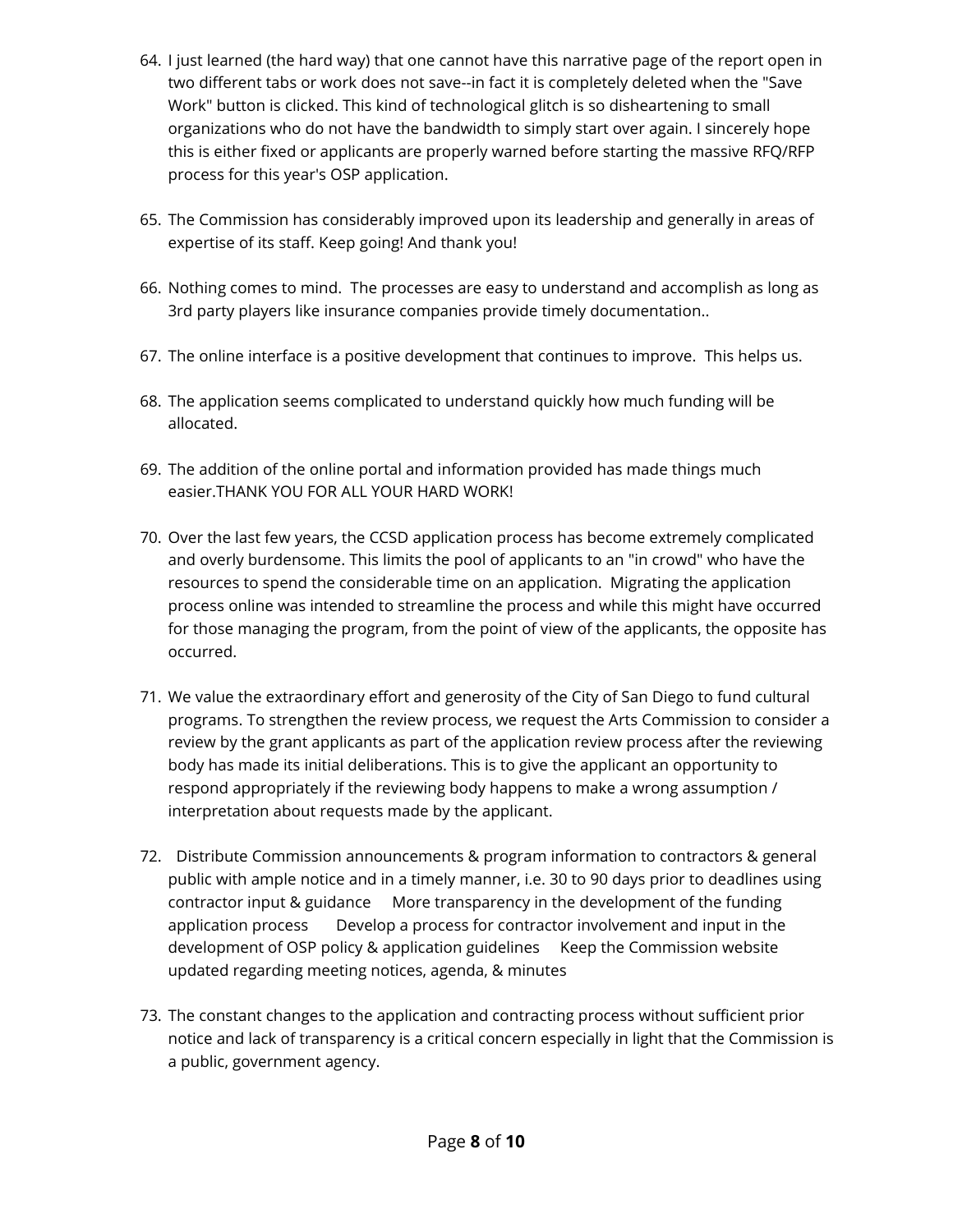64. I just learned (the hard way) that one cannot have this narrative page of the report open in two different tabs or work does not save--in fact it is completely deleted when the "Save Work" button is clicked. This kind of technological glitch is so disheartening to small organizations who do not have the bandwidth to simply start over again. I sincerely hope this is either fixed or applicants are properly warned before starting the massive RFQ/RFP process for this year's OSP application.

65. The Commission has considerably improved upon its leadership and generally in areas of expertise of its staff. Keep going! And thank you!

66. Nothing comes to mind. The processes are easy to understand and accomplish as long as 3rd party players like insurance companies provide timely documentation..

67. The online interface is a positive development that continues to improve. This helps us.

68. The application seems complicated to understand quickly how much funding will be allocated.

69. The addition of the online portal and information provided has made things much easier.THANK YOU FOR ALL YOUR HARD WORK!

70. Over the last few years, the CCSD application process has become extremely complicated and overly burdensome. This limits the pool of applicants to an "in crowd" who have the resources to spend the considerable time on an application. Migrating the application process online was intended to streamline the process and while this might have occurred for those managing the program, from the point of view of the applicants, the opposite has occurred.

71. We value the extraordinary effort and generosity of the City of San Diego to fund cultural programs. To strengthen the review process, we request the Arts Commission to consider a review by the grant applicants as part of the application review process after the reviewing body has made its initial deliberations. This is to give the applicant an opportunity to respond appropriately if the reviewing body happens to make a wrong assumption / interpretation about requests made by the applicant.

72. Distribute Commission announcements & program information to contractors & general public with ample notice and in a timely manner, i.e. 30 to 90 days prior to deadlines using contractor input & guidance More transparency in the development of the funding application process Develop a process for contractor involvement and input in the development of OSP policy & application guidelines Keep the Commission website updated regarding meeting notices, agenda, & minutes

73. The constant changes to the application and contracting process without sufficient prior notice and lack of transparency is a critical concern especially in light that the Commission is a public, government agency.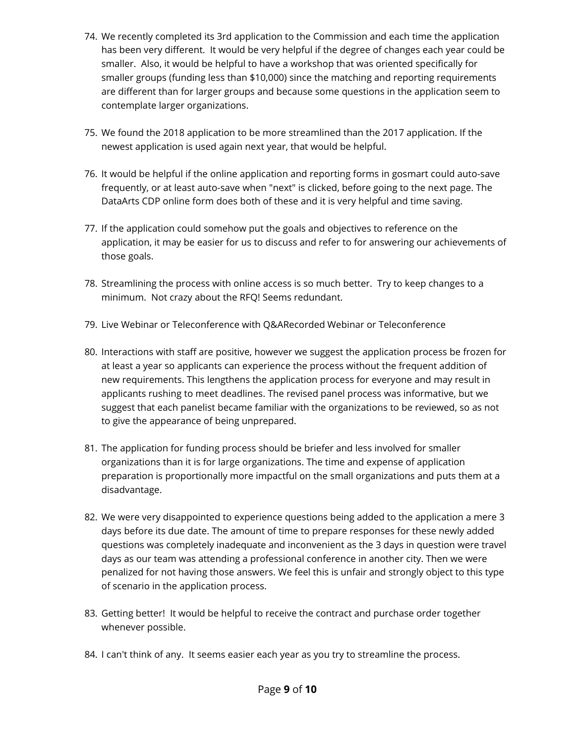74. We recently completed its 3rd application to the Commission and each time the application has been very different. It would be very helpful if the degree of changes each year could be smaller. Also, it would be helpful to have a workshop that was oriented specifically for smaller groups (funding less than $10,000) since the matching and reporting requirements are different than for larger groups and because some questions in the application seem to contemplate larger organizations.

75. We found the 2018 application to be more streamlined than the 2017 application. If the newest application is used again next year, that would be helpful.

76. It would be helpful if the online application and reporting forms in gosmart could auto-save frequently, or at least auto-save when "next" is clicked, before going to the next page. The DataArts CDP online form does both of these and it is very helpful and time saving.

77. If the application could somehow put the goals and objectives to reference on the application, it may be easier for us to discuss and refer to for answering our achievements of those goals.

78. Streamlining the process with online access is so much better. Try to keep changes to a minimum. Not crazy about the RFQ! Seems redundant.

79. Live Webinar or Teleconference with Q&ARecorded Webinar or Teleconference

80. Interactions with staff are positive, however we suggest the application process be frozen for at least a year so applicants can experience the process without the frequent addition of new requirements. This lengthens the application process for everyone and may result in applicants rushing to meet deadlines. The revised panel process was informative, but we suggest that each panelist became familiar with the organizations to be reviewed, so as not to give the appearance of being unprepared.

81. The application for funding process should be briefer and less involved for smaller organizations than it is for large organizations. The time and expense of application preparation is proportionally more impactful on the small organizations and puts them at a disadvantage.

82. We were very disappointed to experience questions being added to the application a mere 3 days before its due date. The amount of time to prepare responses for these newly added questions was completely inadequate and inconvenient as the 3 days in question were travel days as our team was attending a professional conference in another city. Then we were penalized for not having those answers. We feel this is unfair and strongly object to this type of scenario in the application process.

83. Getting better! It would be helpful to receive the contract and purchase order together whenever possible.

84. I can't think of any. It seems easier each year as you try to streamline the process.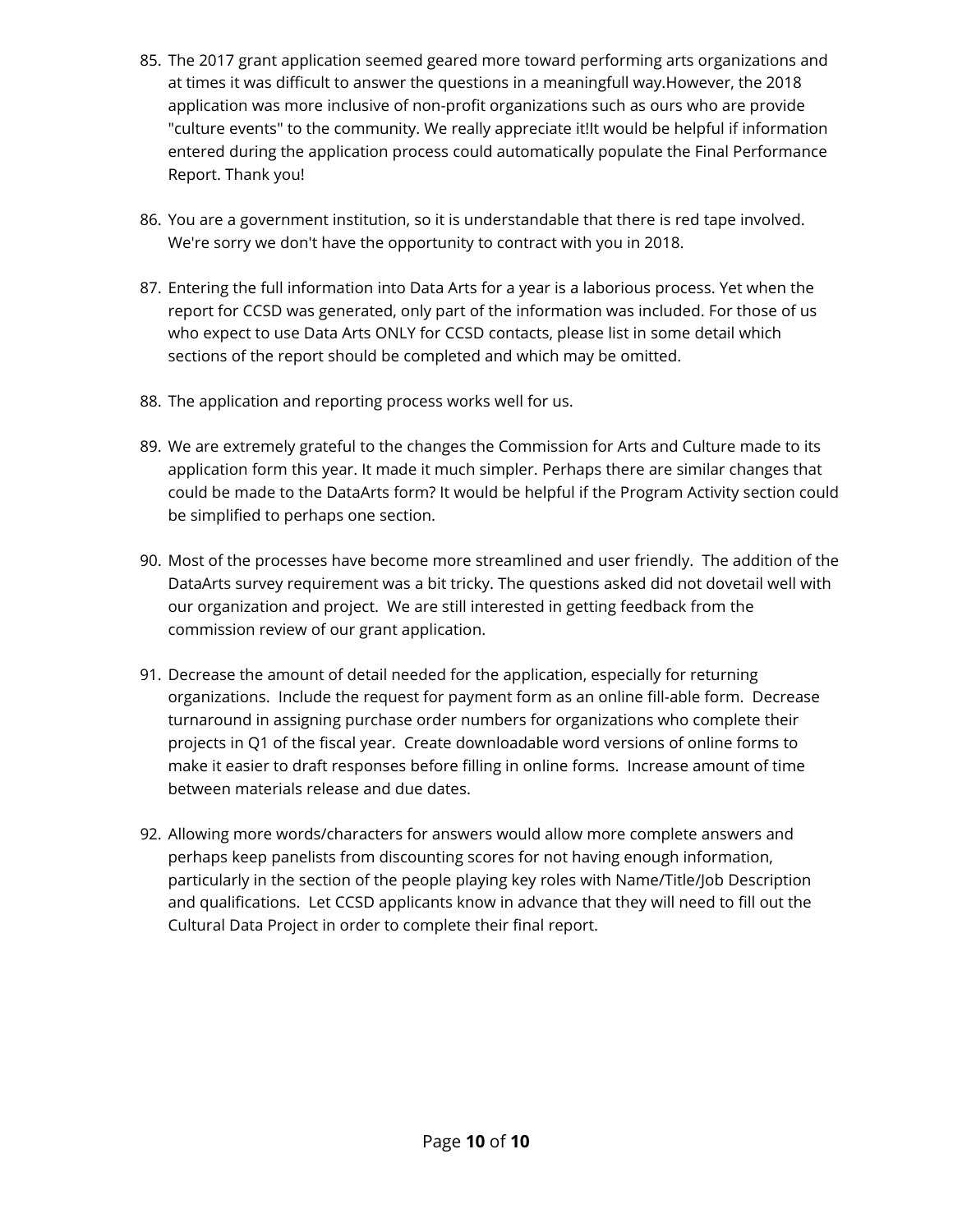85. The 2017 grant application seemed geared more toward performing arts organizations and at times it was difficult to answer the questions in a meaningfull way.However, the 2018 application was more inclusive of non-profit organizations such as ours who are provide "culture events" to the community. We really appreciate it!It would be helpful if information entered during the application process could automatically populate the Final Performance Report. Thank you!

86. You are a government institution, so it is understandable that there is red tape involved. We're sorry we don't have the opportunity to contract with you in 2018.

87. Entering the full information into Data Arts for a year is a laborious process. Yet when the report for CCSD was generated, only part of the information was included. For those of us who expect to use Data Arts ONLY for CCSD contacts, please list in some detail which sections of the report should be completed and which may be omitted.

88. The application and reporting process works well for us.

89. We are extremely grateful to the changes the Commission for Arts and Culture made to its application form this year. It made it much simpler. Perhaps there are similar changes that could be made to the DataArts form? It would be helpful if the Program Activity section could be simplified to perhaps one section.

90. Most of the processes have become more streamlined and user friendly. The addition of the DataArts survey requirement was a bit tricky. The questions asked did not dovetail well with our organization and project. We are still interested in getting feedback from the commission review of our grant application.

91. Decrease the amount of detail needed for the application, especially for returning organizations. Include the request for payment form as an online fill-able form. Decrease turnaround in assigning purchase order numbers for organizations who complete their projects in Q1 of the fiscal year. Create downloadable word versions of online forms to make it easier to draft responses before filling in online forms. Increase amount of time between materials release and due dates.

92. Allowing more words/characters for answers would allow more complete answers and perhaps keep panelists from discounting scores for not having enough information, particularly in the section of the people playing key roles with Name/Title/Job Description and qualifications. Let CCSD applicants know in advance that they will need to fill out the Cultural Data Project in order to complete their final report.